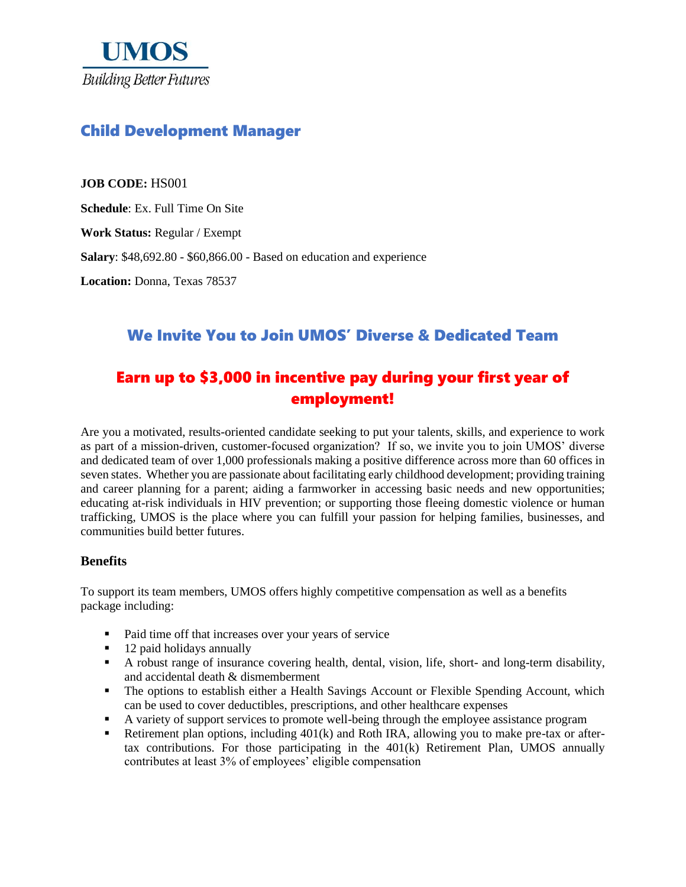**UMOS**
*Building Better Futures*

# Child Development Manager

**JOB CODE:** HS001

**Schedule**: Ex. Full Time On Site

**Work Status:** Regular / Exempt

**Salary**: $48,692.80 - $60,866.00 - Based on education and experience

**Location:** Donna, Texas 78537

## We Invite You to Join UMOS' Diverse & Dedicated Team

## Earn up to $3,000 in incentive pay during your first year of employment!

Are you a motivated, results-oriented candidate seeking to put your talents, skills, and experience to work as part of a mission-driven, customer-focused organization? If so, we invite you to join UMOS' diverse and dedicated team of over 1,000 professionals making a positive difference across more than 60 offices in seven states. Whether you are passionate about facilitating early childhood development; providing training and career planning for a parent; aiding a farmworker in accessing basic needs and new opportunities; educating at-risk individuals in HIV prevention; or supporting those fleeing domestic violence or human trafficking, UMOS is the place where you can fulfill your passion for helping families, businesses, and communities build better futures.

### Benefits

To support its team members, UMOS offers highly competitive compensation as well as a benefits package including:

- Paid time off that increases over your years of service
- 12 paid holidays annually
- A robust range of insurance covering health, dental, vision, life, short- and long-term disability, and accidental death & dismemberment
- The options to establish either a Health Savings Account or Flexible Spending Account, which can be used to cover deductibles, prescriptions, and other healthcare expenses
- A variety of support services to promote well-being through the employee assistance program
- Retirement plan options, including 401(k) and Roth IRA, allowing you to make pre-tax or after-tax contributions. For those participating in the 401(k) Retirement Plan, UMOS annually contributes at least 3% of employees' eligible compensation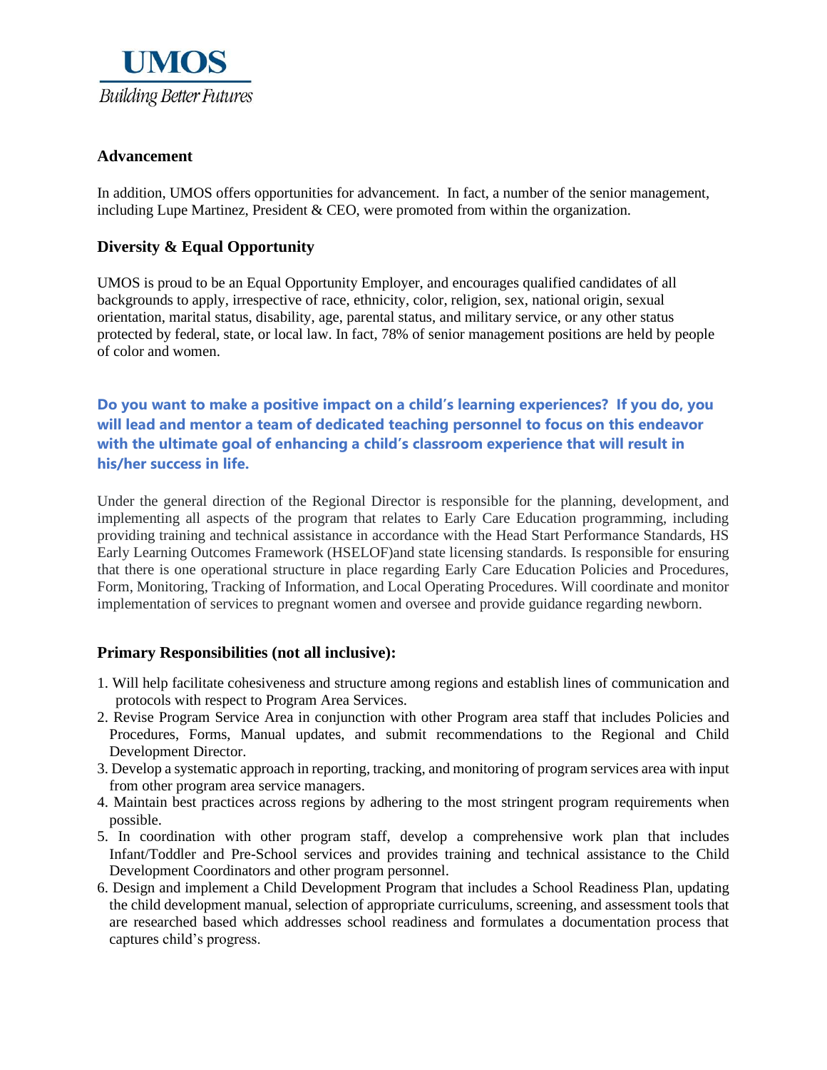UMOS
*Building Better Futures*

### Advancement

In addition, UMOS offers opportunities for advancement. In fact, a number of the senior management, including Lupe Martinez, President & CEO, were promoted from within the organization.

### Diversity & Equal Opportunity

UMOS is proud to be an Equal Opportunity Employer, and encourages qualified candidates of all backgrounds to apply, irrespective of race, ethnicity, color, religion, sex, national origin, sexual orientation, marital status, disability, age, parental status, and military service, or any other status protected by federal, state, or local law. In fact, 78% of senior management positions are held by people of color and women.

**Do you want to make a positive impact on a child's learning experiences? If you do, you will lead and mentor a team of dedicated teaching personnel to focus on this endeavor with the ultimate goal of enhancing a child's classroom experience that will result in his/her success in life.**

Under the general direction of the Regional Director is responsible for the planning, development, and implementing all aspects of the program that relates to Early Care Education programming, including providing training and technical assistance in accordance with the Head Start Performance Standards, HS Early Learning Outcomes Framework (HSELOF)and state licensing standards. Is responsible for ensuring that there is one operational structure in place regarding Early Care Education Policies and Procedures, Form, Monitoring, Tracking of Information, and Local Operating Procedures. Will coordinate and monitor implementation of services to pregnant women and oversee and provide guidance regarding newborn.

### Primary Responsibilities (not all inclusive):

1. Will help facilitate cohesiveness and structure among regions and establish lines of communication and protocols with respect to Program Area Services.
2. Revise Program Service Area in conjunction with other Program area staff that includes Policies and Procedures, Forms, Manual updates, and submit recommendations to the Regional and Child Development Director.
3. Develop a systematic approach in reporting, tracking, and monitoring of program services area with input from other program area service managers.
4. Maintain best practices across regions by adhering to the most stringent program requirements when possible.
5. In coordination with other program staff, develop a comprehensive work plan that includes Infant/Toddler and Pre-School services and provides training and technical assistance to the Child Development Coordinators and other program personnel.
6. Design and implement a Child Development Program that includes a School Readiness Plan, updating the child development manual, selection of appropriate curriculums, screening, and assessment tools that are researched based which addresses school readiness and formulates a documentation process that captures child's progress.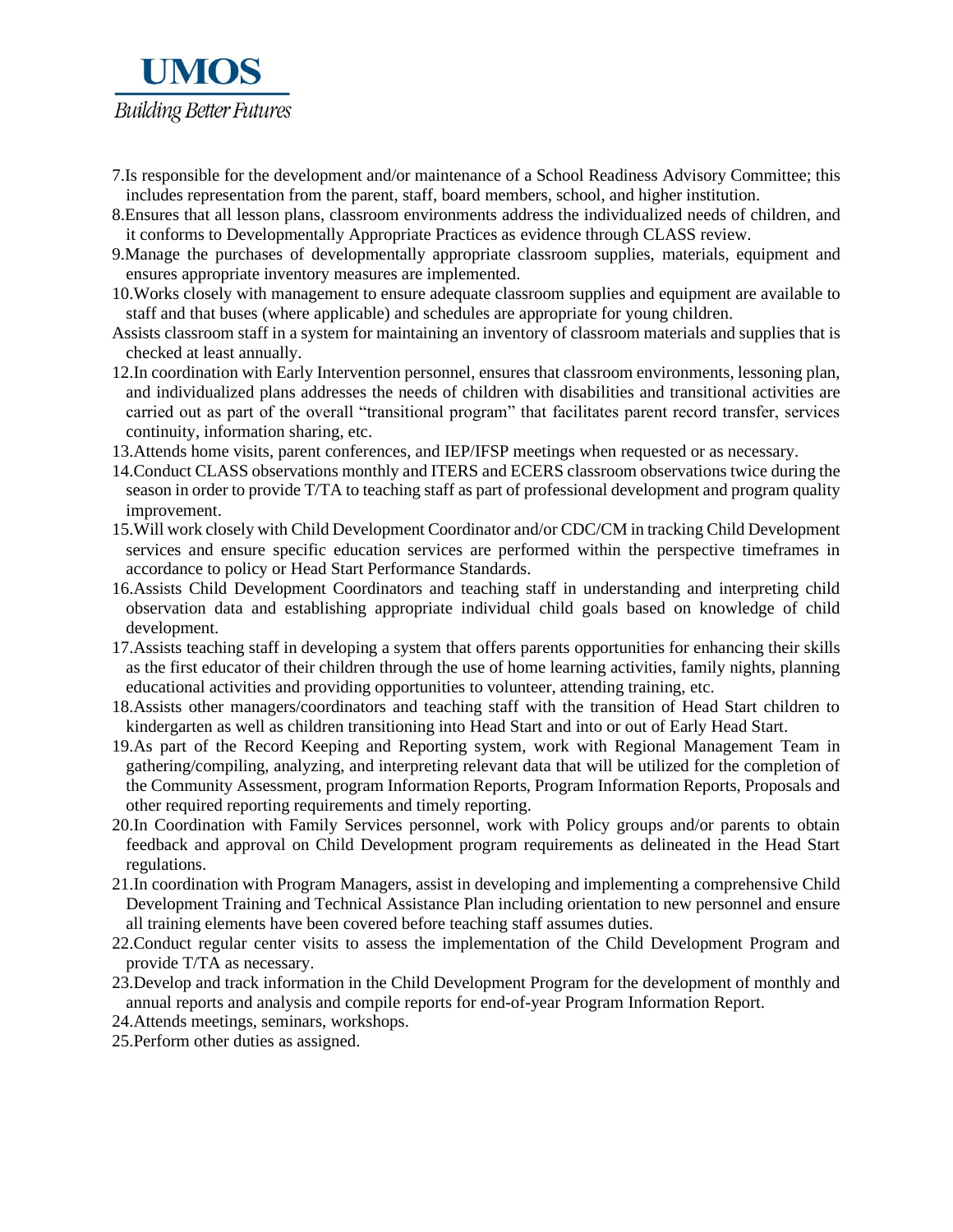7. Is responsible for the development and/or maintenance of a School Readiness Advisory Committee; this includes representation from the parent, staff, board members, school, and higher institution.
8. Ensures that all lesson plans, classroom environments address the individualized needs of children, and it conforms to Developmentally Appropriate Practices as evidence through CLASS review.
9. Manage the purchases of developmentally appropriate classroom supplies, materials, equipment and ensures appropriate inventory measures are implemented.
10. Works closely with management to ensure adequate classroom supplies and equipment are available to staff and that buses (where applicable) and schedules are appropriate for young children.

Assists classroom staff in a system for maintaining an inventory of classroom materials and supplies that is checked at least annually.

12. In coordination with Early Intervention personnel, ensures that classroom environments, lessoning plan, and individualized plans addresses the needs of children with disabilities and transitional activities are carried out as part of the overall "transitional program" that facilitates parent record transfer, services continuity, information sharing, etc.
13. Attends home visits, parent conferences, and IEP/IFSP meetings when requested or as necessary.
14. Conduct CLASS observations monthly and ITERS and ECERS classroom observations twice during the season in order to provide T/TA to teaching staff as part of professional development and program quality improvement.
15. Will work closely with Child Development Coordinator and/or CDC/CM in tracking Child Development services and ensure specific education services are performed within the perspective timeframes in accordance to policy or Head Start Performance Standards.
16. Assists Child Development Coordinators and teaching staff in understanding and interpreting child observation data and establishing appropriate individual child goals based on knowledge of child development.
17. Assists teaching staff in developing a system that offers parents opportunities for enhancing their skills as the first educator of their children through the use of home learning activities, family nights, planning educational activities and providing opportunities to volunteer, attending training, etc.
18. Assists other managers/coordinators and teaching staff with the transition of Head Start children to kindergarten as well as children transitioning into Head Start and into or out of Early Head Start.
19. As part of the Record Keeping and Reporting system, work with Regional Management Team in gathering/compiling, analyzing, and interpreting relevant data that will be utilized for the completion of the Community Assessment, program Information Reports, Program Information Reports, Proposals and other required reporting requirements and timely reporting.
20. In Coordination with Family Services personnel, work with Policy groups and/or parents to obtain feedback and approval on Child Development program requirements as delineated in the Head Start regulations.
21. In coordination with Program Managers, assist in developing and implementing a comprehensive Child Development Training and Technical Assistance Plan including orientation to new personnel and ensure all training elements have been covered before teaching staff assumes duties.
22. Conduct regular center visits to assess the implementation of the Child Development Program and provide T/TA as necessary.
23. Develop and track information in the Child Development Program for the development of monthly and annual reports and analysis and compile reports for end-of-year Program Information Report.
24. Attends meetings, seminars, workshops.
25. Perform other duties as assigned.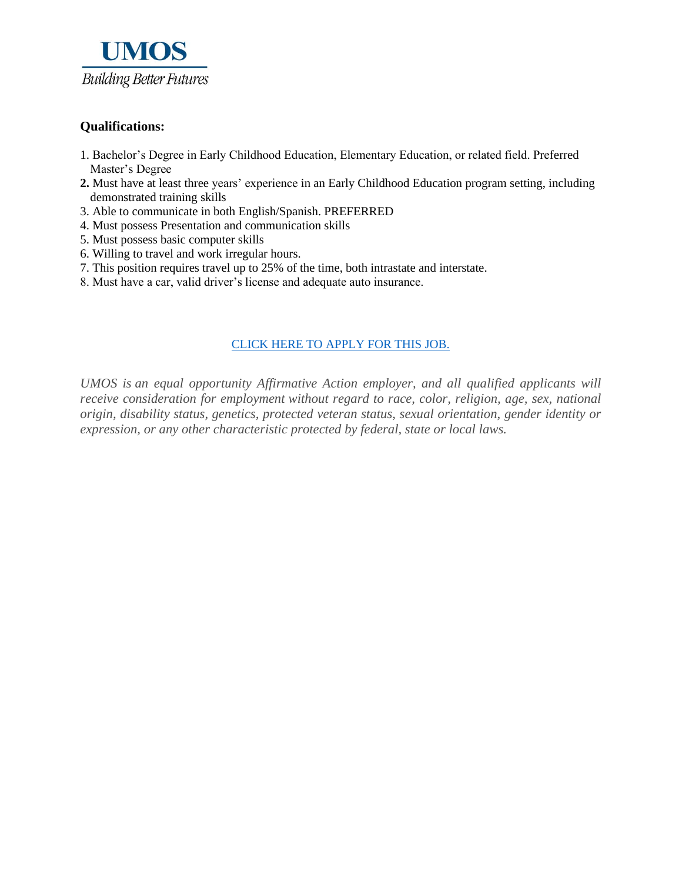UMOS

*Building Better Futures*

**Qualifications:**

1. Bachelor's Degree in Early Childhood Education, Elementary Education, or related field. Preferred Master's Degree
2. Must have at least three years' experience in an Early Childhood Education program setting, including demonstrated training skills
3. Able to communicate in both English/Spanish. PREFERRED
4. Must possess Presentation and communication skills
5. Must possess basic computer skills
6. Willing to travel and work irregular hours.
7. This position requires travel up to 25% of the time, both intrastate and interstate.
8. Must have a car, valid driver's license and adequate auto insurance.

CLICK HERE TO APPLY FOR THIS JOB.

*UMOS is an equal opportunity Affirmative Action employer, and all qualified applicants will receive consideration for employment without regard to race, color, religion, age, sex, national origin, disability status, genetics, protected veteran status, sexual orientation, gender identity or expression, or any other characteristic protected by federal, state or local laws.*